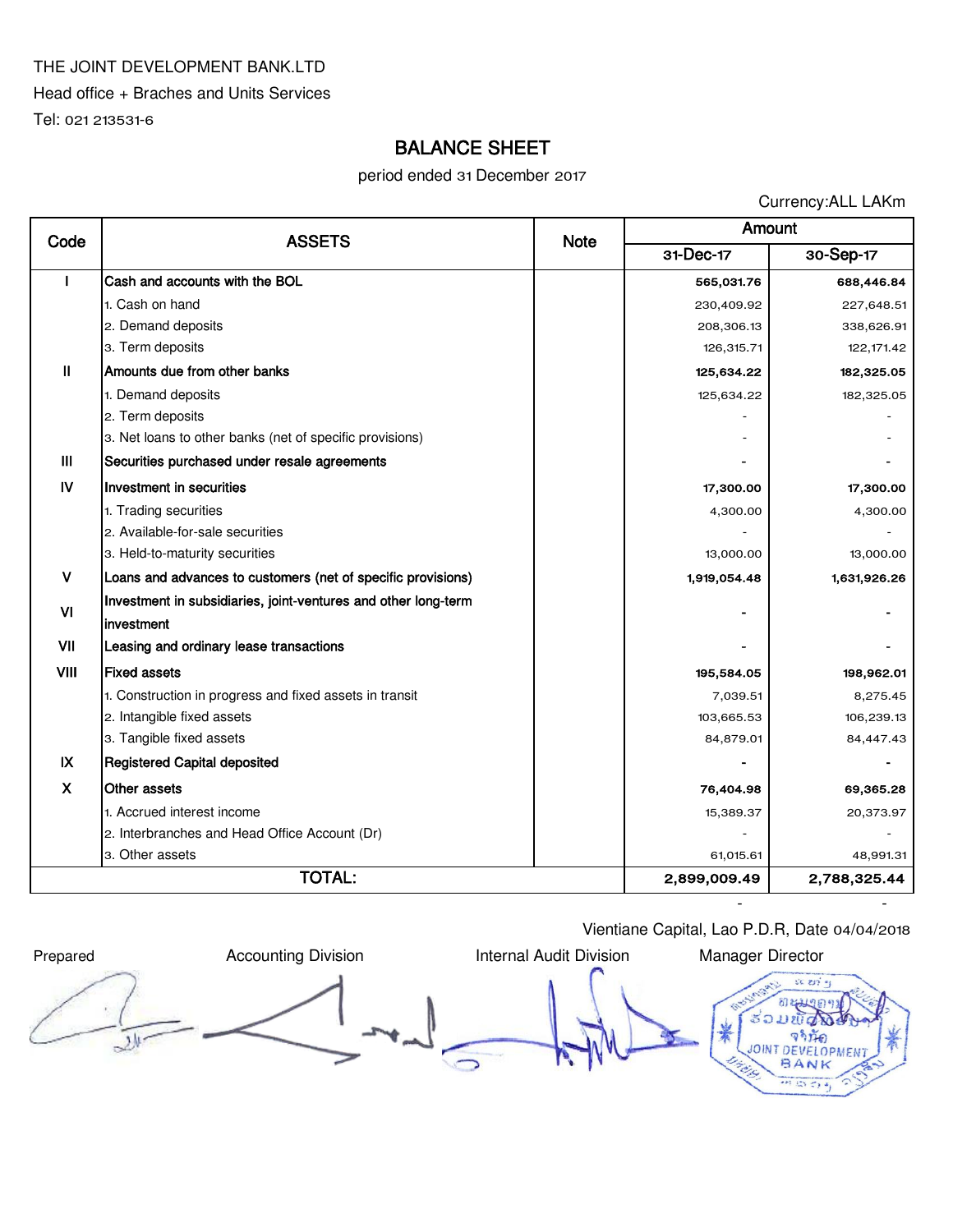THE JOINT DEVELOPMENT BANK.LTD

Head office + Braches and Units Services

Tel: 021 213531-6

# BALANCE SHEET

period ended 31 December 2017

Currency:ALL LAKm

| Code | ASSETS | Note | Amount | |
|---|---|---|---|---|
| | | | 31-Dec-17 | 30-Sep-17 |
| I | **Cash and accounts with the BOL** | | **565,031.76** | **688,446.84** |
| | 1. Cash on hand | | 230,409.92 | 227,648.51 |
| | 2. Demand deposits | | 208,306.13 | 338,626.91 |
| | 3. Term deposits | | 126,315.71 | 122,171.42 |
| II | **Amounts due from other banks** | | **125,634.22** | **182,325.05** |
| | 1. Demand deposits | | 125,634.22 | 182,325.05 |
| | 2. Term deposits | | - | - |
| | 3. Net loans to other banks (net of specific provisions) | | - | - |
| III | **Securities purchased under resale agreements** | | - | - |
| IV | **Investment in securities** | | **17,300.00** | **17,300.00** |
| | 1. Trading securities | | 4,300.00 | 4,300.00 |
| | 2. Available-for-sale securities | | - | - |
| | 3. Held-to-maturity securities | | 13,000.00 | 13,000.00 |
| V | **Loans and advances to customers (net of specific provisions)** | | **1,919,054.48** | **1,631,926.26** |
| VI | **Investment in subsidiaries, joint-ventures and other long-term investment** | | - | - |
| VII | **Leasing and ordinary lease transactions** | | - | - |
| VIII | **Fixed assets** | | **195,584.05** | **198,962.01** |
| | 1. Construction in progress and fixed assets in transit | | 7,039.51 | 8,275.45 |
| | 2. Intangible fixed assets | | 103,665.53 | 106,239.13 |
| | 3. Tangible fixed assets | | 84,879.01 | 84,447.43 |
| IX | **Registered Capital deposited** | | - | - |
| X | **Other assets** | | **76,404.98** | **69,365.28** |
| | 1. Accrued interest income | | 15,389.37 | 20,373.97 |
| | 2. Interbranches and Head Office Account (Dr) | | - | - |
| | 3. Other assets | | 61,015.61 | 48,991.31 |
| | **TOTAL:** | | **2,899,009.49** | **2,788,325.44** |

Vientiane Capital, Lao P.D.R, Date 04/04/2018

| Prepared | Accounting Division | Internal Audit Division | Manager Director |
|---|---|---|---|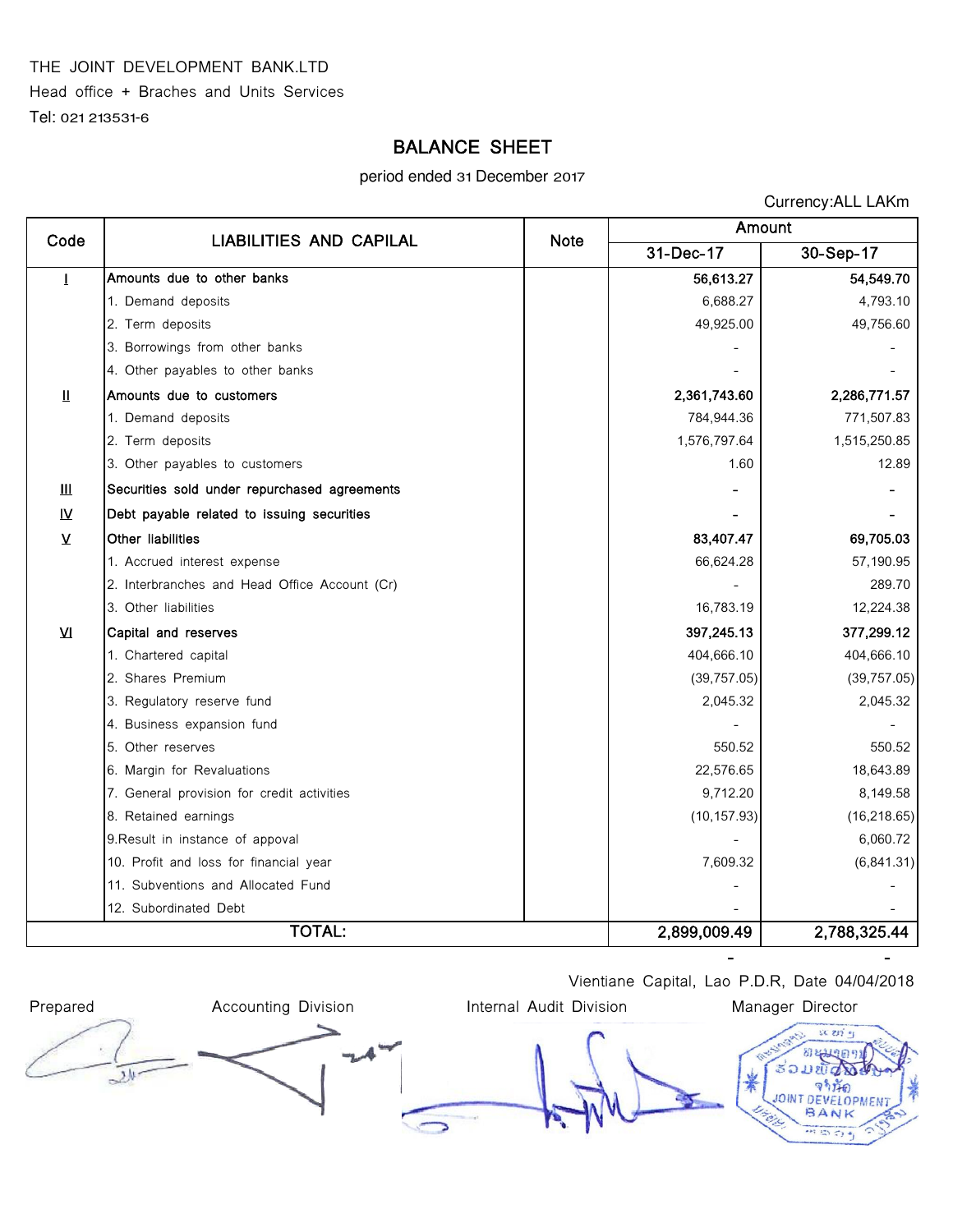THE JOINT DEVELOPMENT BANK.LTD

Head office + Braches and Units Services

Tel: 021 213531-6

## BALANCE SHEET

period ended 31 December 2017

Currency:ALL LAKm

| Code | LIABILITIES AND CAPILAL | Note | Amount | |
|---|---|---|---|---|
| | | | 31-Dec-17 | 30-Sep-17 |
| **I** | **Amounts due to other banks** | | **56,613.27** | **54,549.70** |
| | 1. Demand deposits | | 6,688.27 | 4,793.10 |
| | 2. Term deposits | | 49,925.00 | 49,756.60 |
| | 3. Borrowings from other banks | | - | - |
| | 4. Other payables to other banks | | - | - |
| **II** | **Amounts due to customers** | | **2,361,743.60** | **2,286,771.57** |
| | 1. Demand deposits | | 784,944.36 | 771,507.83 |
| | 2. Term deposits | | 1,576,797.64 | 1,515,250.85 |
| | 3. Other payables to customers | | 1.60 | 12.89 |
| **III** | **Securities sold under repurchased agreements** | | - | - |
| **IV** | **Debt payable related to issuing securities** | | - | - |
| **V** | **Other liabilities** | | **83,407.47** | **69,705.03** |
| | 1. Accrued interest expense | | 66,624.28 | 57,190.95 |
| | 2. Interbranches and Head Office Account (Cr) | | - | 289.70 |
| | 3. Other liabilities | | 16,783.19 | 12,224.38 |
| **VI** | **Capital and reserves** | | **397,245.13** | **377,299.12** |
| | 1. Chartered capital | | 404,666.10 | 404,666.10 |
| | 2. Shares Premium | | (39,757.05) | (39,757.05) |
| | 3. Regulatory reserve fund | | 2,045.32 | 2,045.32 |
| | 4. Business expansion fund | | - | - |
| | 5. Other reserves | | 550.52 | 550.52 |
| | 6. Margin for Revaluations | | 22,576.65 | 18,643.89 |
| | 7. General provision for credit activities | | 9,712.20 | 8,149.58 |
| | 8. Retained earnings | | (10,157.93) | (16,218.65) |
| | 9.Result in instance of appoval | | - | 6,060.72 |
| | 10. Profit and loss for financial year | | 7,609.32 | (6,841.31) |
| | 11. Subventions and Allocated Fund | | - | - |
| | 12. Subordinated Debt | | - | - |
| | **TOTAL:** | | **2,899,009.49** | **2,788,325.44** |

Vientiane Capital, Lao P.D.R, Date 04/04/2018

| Prepared | Accounting Division | Internal Audit Division | Manager Director |
|---|---|---|---|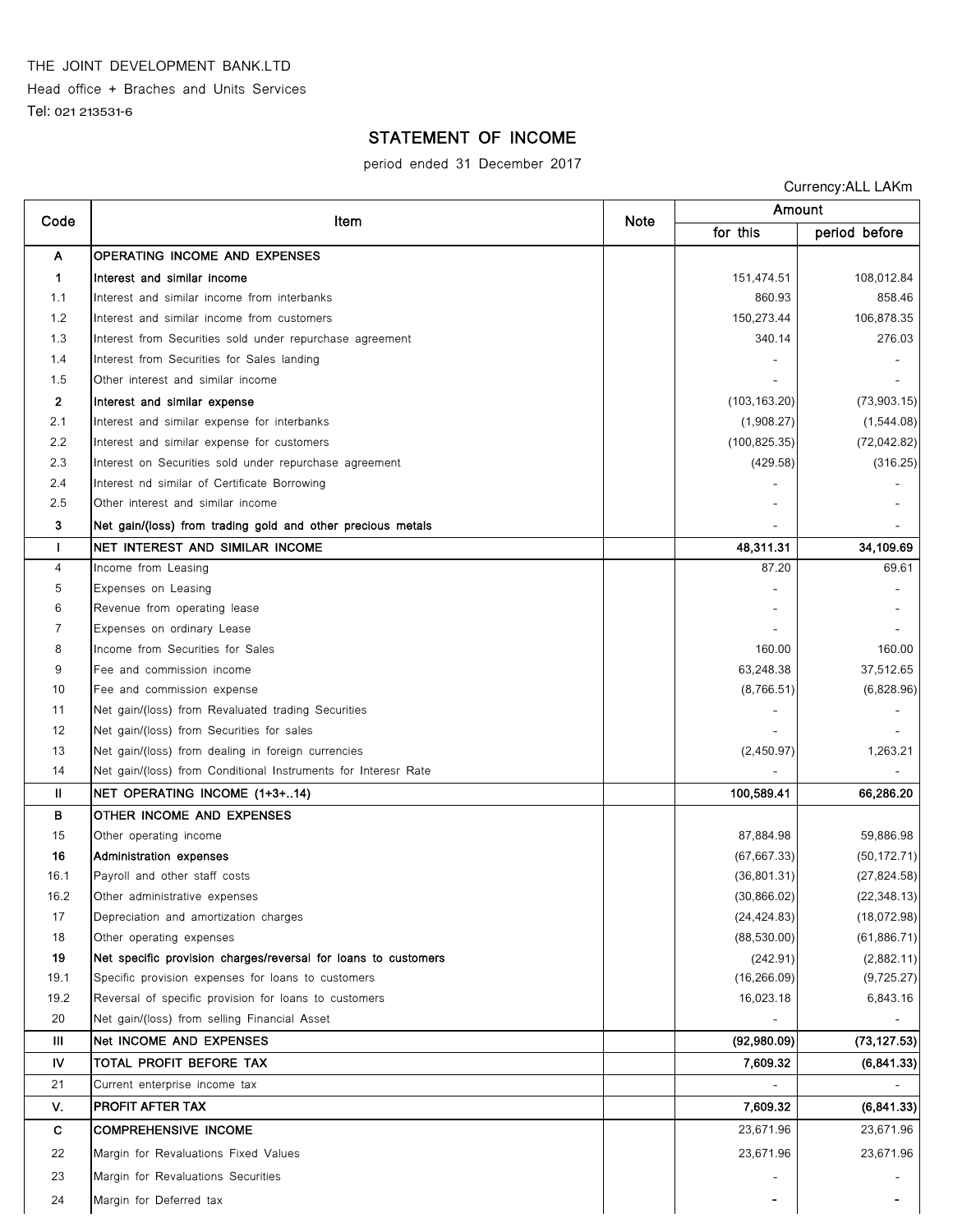THE JOINT DEVELOPMENT BANK.LTD

Head office + Braches and Units Services

Tel: 021 213531-6

## STATEMENT OF INCOME

period ended 31 December 2017

Currency:ALL LAKm

| Code | Item | Note | Amount | |
|---|---|---|---|---|
| | | | for this | period before |
| **A** | **OPERATING INCOME AND EXPENSES** | | | |
| **1** | **Interest and similar income** | | 151,474.51 | 108,012.84 |
| 1.1 | Interest and similar income from interbanks | | 860.93 | 858.46 |
| 1.2 | Interest and similar income from customers | | 150,273.44 | 106,878.35 |
| 1.3 | Interest from Securities sold under repurchase agreement | | 340.14 | 276.03 |
| 1.4 | Interest from Securities for Sales landing | | - | - |
| 1.5 | Other interest and similar income | | - | - |
| **2** | **Interest and similar expense** | | (103,163.20) | (73,903.15) |
| 2.1 | Interest and similar expense for interbanks | | (1,908.27) | (1,544.08) |
| 2.2 | Interest and similar expense for customers | | (100,825.35) | (72,042.82) |
| 2.3 | Interest on Securities sold under repurchase agreement | | (429.58) | (316.25) |
| 2.4 | Interest nd similar of Certificate Borrowing | | - | - |
| 2.5 | Other interest and similar income | | - | - |
| **3** | **Net gain/(loss) from trading gold and other precious metals** | | - | - |
| **I** | **NET INTEREST AND SIMILAR INCOME** | | **48,311.31** | **34,109.69** |
| 4 | Income from Leasing | | 87.20 | 69.61 |
| 5 | Expenses on Leasing | | - | - |
| 6 | Revenue from operating lease | | - | - |
| 7 | Expenses on ordinary Lease | | - | - |
| 8 | Income from Securities for Sales | | 160.00 | 160.00 |
| 9 | Fee and commission income | | 63,248.38 | 37,512.65 |
| 10 | Fee and commission expense | | (8,766.51) | (6,828.96) |
| 11 | Net gain/(loss) from Revaluated trading Securities | | - | - |
| 12 | Net gain/(loss) from Securities for sales | | - | - |
| 13 | Net gain/(loss) from dealing in foreign currencies | | (2,450.97) | 1,263.21 |
| 14 | Net gain/(loss) from Conditional Instruments for Interesr Rate | | - | - |
| **II** | **NET OPERATING INCOME (1+3+..14)** | | **100,589.41** | **66,286.20** |
| **B** | **OTHER INCOME AND EXPENSES** | | | |
| 15 | Other operating income | | 87,884.98 | 59,886.98 |
| **16** | **Administration expenses** | | (67,667.33) | (50,172.71) |
| 16.1 | Payroll and other staff costs | | (36,801.31) | (27,824.58) |
| 16.2 | Other administrative expenses | | (30,866.02) | (22,348.13) |
| 17 | Depreciation and amortization charges | | (24,424.83) | (18,072.98) |
| 18 | Other operating expenses | | (88,530.00) | (61,886.71) |
| **19** | **Net specific provision charges/reversal for loans to customers** | | (242.91) | (2,882.11) |
| 19.1 | Specific provision expenses for loans to customers | | (16,266.09) | (9,725.27) |
| 19.2 | Reversal of specific provision for loans to customers | | 16,023.18 | 6,843.16 |
| 20 | Net gain/(loss) from selling Financial Asset | | - | - |
| **III** | **Net INCOME AND EXPENSES** | | **(92,980.09)** | **(73,127.53)** |
| **IV** | **TOTAL PROFIT BEFORE TAX** | | **7,609.32** | **(6,841.33)** |
| 21 | Current enterprise income tax | | - | - |
| **V.** | **PROFIT AFTER TAX** | | **7,609.32** | **(6,841.33)** |
| **C** | **COMPREHENSIVE INCOME** | | 23,671.96 | 23,671.96 |
| 22 | Margin for Revaluations Fixed Values | | 23,671.96 | 23,671.96 |
| 23 | Margin for Revaluations Securities | | - | - |
| 24 | Margin for Deferred tax | | - | - |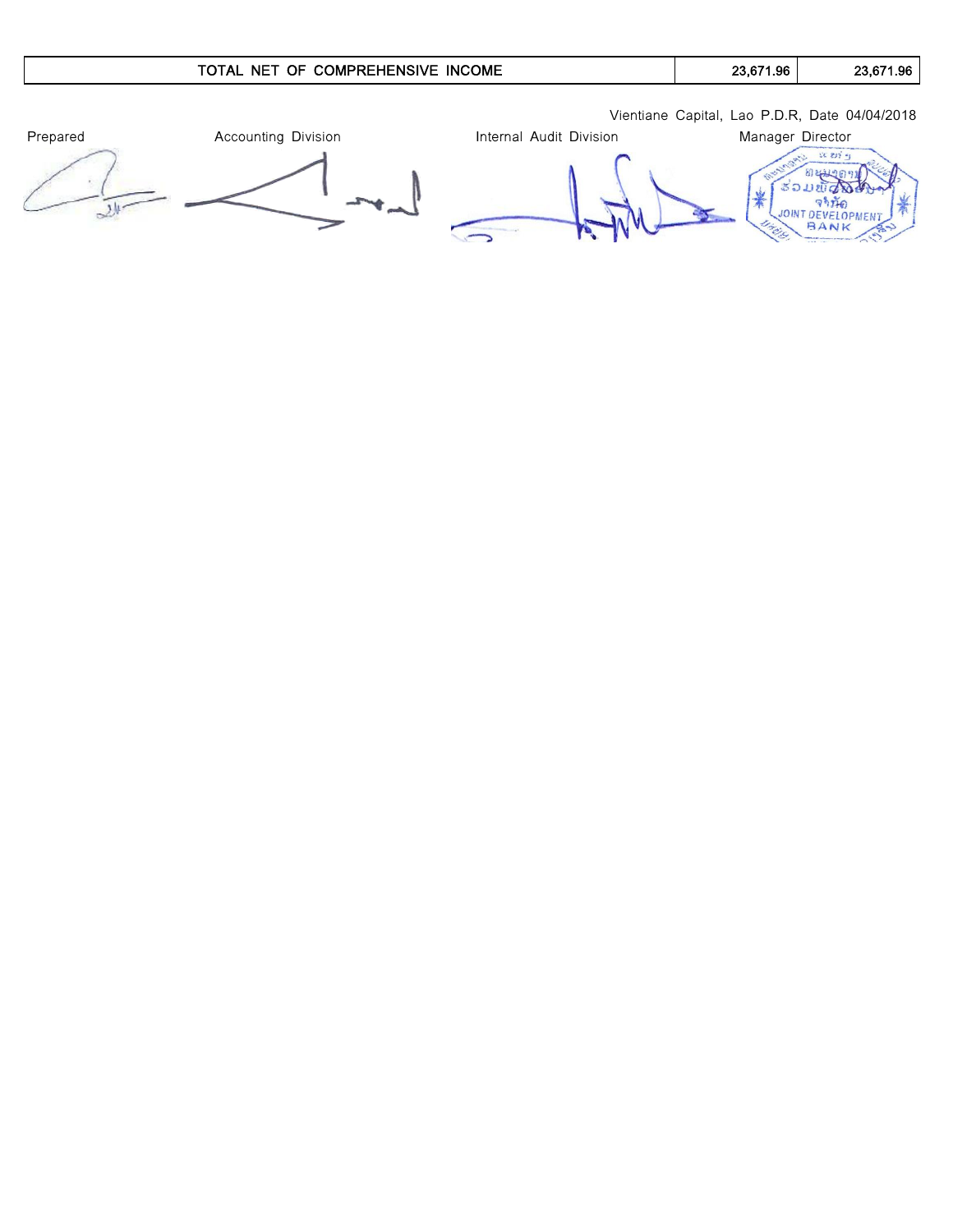| | | |
|---|---|---|
| TOTAL NET OF COMPREHENSIVE INCOME | 23,671.96 | 23,671.96 |

Vientiane Capital, Lao P.D.R, Date 04/04/2018

| Prepared | Accounting Division | Internal Audit Division | Manager Director |
|---|---|---|---|
| | | | |

JOINT DEVELOPMENT BANK